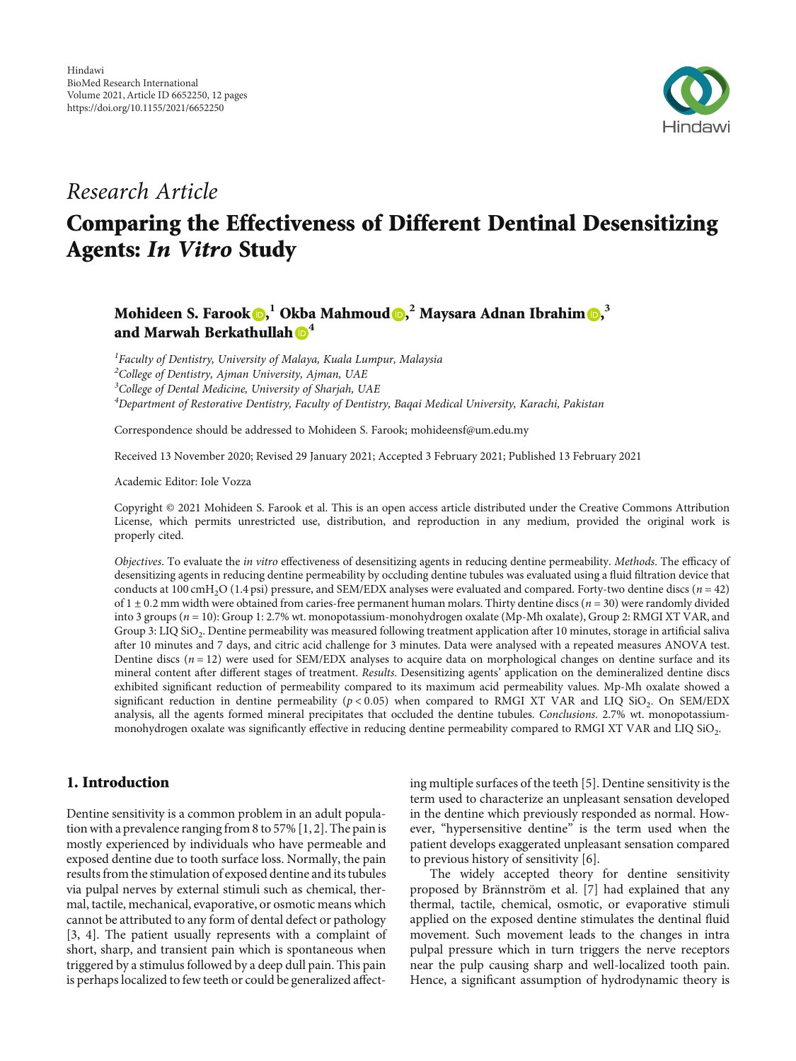Hindawi
BioMed Research International
Volume 2021, Article ID 6652250, 12 pages
https://doi.org/10.1155/2021/6652250

*Research Article*

# Comparing the Effectiveness of Different Dentinal Desensitizing Agents: *In Vitro* Study

**Mohideen S. Farook**[1], **Okba Mahmoud**[2], **Maysara Adnan Ibrahim**[3], **and Marwah Berkathullah**[4]

[1]*Faculty of Dentistry, University of Malaya, Kuala Lumpur, Malaysia*
[2]*College of Dentistry, Ajman University, Ajman, UAE*
[3]*College of Dental Medicine, University of Sharjah, UAE*
[4]*Department of Restorative Dentistry, Faculty of Dentistry, Baqai Medical University, Karachi, Pakistan*

Correspondence should be addressed to Mohideen S. Farook; mohideensf@um.edu.my

Received 13 November 2020; Revised 29 January 2021; Accepted 3 February 2021; Published 13 February 2021

Academic Editor: Iole Vozza

Copyright © 2021 Mohideen S. Farook et al. This is an open access article distributed under the Creative Commons Attribution License, which permits unrestricted use, distribution, and reproduction in any medium, provided the original work is properly cited.

*Objectives*. To evaluate the *in vitro* effectiveness of desensitizing agents in reducing dentine permeability. *Methods*. The efficacy of desensitizing agents in reducing dentine permeability by occluding dentine tubules was evaluated using a fluid filtration device that conducts at 100 $cmH_2O$ (1.4 psi) pressure, and SEM/EDX analyses were evaluated and compared. Forty-two dentine discs ($n = 42$) of $1 \pm 0.2$ mm width were obtained from caries-free permanent human molars. Thirty dentine discs ($n = 30$) were randomly divided into 3 groups ($n = 10$): Group 1: 2.7% wt. monopotassium-monohydrogen oxalate (Mp-Mh oxalate), Group 2: RMGI XT VAR, and Group 3: LIQ $SiO_2$. Dentine permeability was measured following treatment application after 10 minutes, storage in artificial saliva after 10 minutes and 7 days, and citric acid challenge for 3 minutes. Data were analysed with a repeated measures ANOVA test. Dentine discs ($n = 12$) were used for SEM/EDX analyses to acquire data on morphological changes on dentine surface and its mineral content after different stages of treatment. *Results*. Desensitizing agents' application on the demineralized dentine discs exhibited significant reduction of permeability compared to its maximum acid permeability values. Mp-Mh oxalate showed a significant reduction in dentine permeability ($p < 0.05$) when compared to RMGI XT VAR and LIQ $SiO_2$. On SEM/EDX analysis, all the agents formed mineral precipitates that occluded the dentine tubules. *Conclusions*. 2.7% wt. monopotassium-monohydrogen oxalate was significantly effective in reducing dentine permeability compared to RMGI XT VAR and LIQ $SiO_2$.

## 1. Introduction

Dentine sensitivity is a common problem in an adult population with a prevalence ranging from 8 to 57% [1, 2]. The pain is mostly experienced by individuals who have permeable and exposed dentine due to tooth surface loss. Normally, the pain results from the stimulation of exposed dentine and its tubules via pulpal nerves by external stimuli such as chemical, thermal, tactile, mechanical, evaporative, or osmotic means which cannot be attributed to any form of dental defect or pathology [3, 4]. The patient usually represents with a complaint of short, sharp, and transient pain which is spontaneous when triggered by a stimulus followed by a deep dull pain. This pain is perhaps localized to few teeth or could be generalized affecting multiple surfaces of the teeth [5]. Dentine sensitivity is the term used to characterize an unpleasant sensation developed in the dentine which previously responded as normal. However, "hypersensitive dentine" is the term used when the patient develops exaggerated unpleasant sensation compared to previous history of sensitivity [6].

The widely accepted theory for dentine sensitivity proposed by Brännström et al. [7] had explained that any thermal, tactile, chemical, osmotic, or evaporative stimuli applied on the exposed dentine stimulates the dentinal fluid movement. Such movement leads to the changes in intra pulpal pressure which in turn triggers the nerve receptors near the pulp causing sharp and well-localized tooth pain. Hence, a significant assumption of hydrodynamic theory is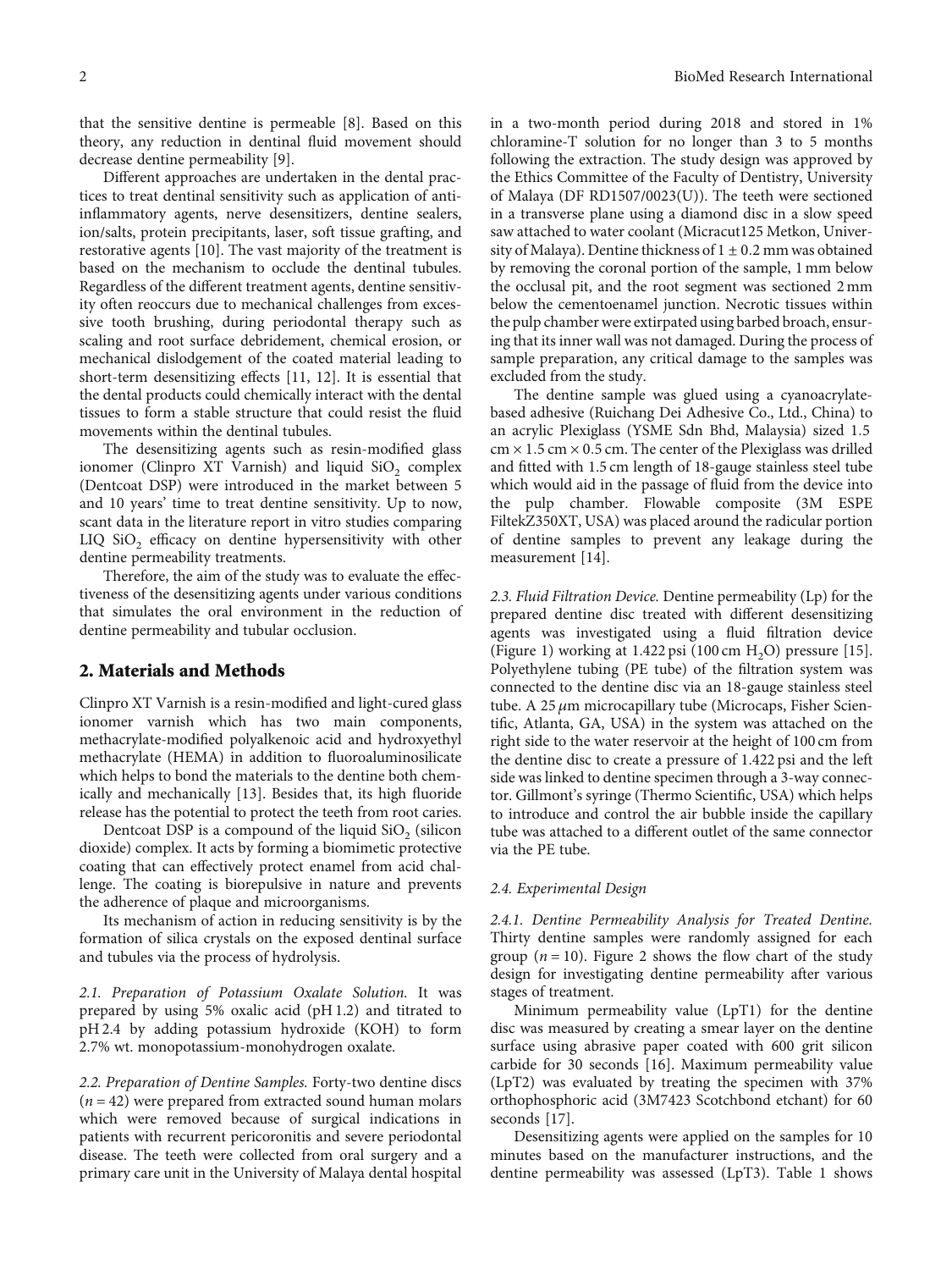that the sensitive dentine is permeable [8]. Based on this theory, any reduction in dentinal fluid movement should decrease dentine permeability [9].

Different approaches are undertaken in the dental practices to treat dentinal sensitivity such as application of anti-inflammatory agents, nerve desensitizers, dentine sealers, ion/salts, protein precipitants, laser, soft tissue grafting, and restorative agents [10]. The vast majority of the treatment is based on the mechanism to occlude the dentinal tubules. Regardless of the different treatment agents, dentine sensitivity often reoccurs due to mechanical challenges from excessive tooth brushing, during periodontal therapy such as scaling and root surface debridement, chemical erosion, or mechanical dislodgement of the coated material leading to short-term desensitizing effects [11, 12]. It is essential that the dental products could chemically interact with the dental tissues to form a stable structure that could resist the fluid movements within the dentinal tubules.

The desensitizing agents such as resin-modified glass ionomer (Clinpro XT Varnish) and liquid $SiO_2$ complex (Dentcoat DSP) were introduced in the market between 5 and 10 years' time to treat dentine sensitivity. Up to now, scant data in the literature report in vitro studies comparing LIQ $SiO_2$ efficacy on dentine hypersensitivity with other dentine permeability treatments.

Therefore, the aim of the study was to evaluate the effectiveness of the desensitizing agents under various conditions that simulates the oral environment in the reduction of dentine permeability and tubular occlusion.

## 2. Materials and Methods

Clinpro XT Varnish is a resin-modified and light-cured glass ionomer varnish which has two main components, methacrylate-modified polyalkenoic acid and hydroxyethyl methacrylate (HEMA) in addition to fluoroaluminosilicate which helps to bond the materials to the dentine both chemically and mechanically [13]. Besides that, its high fluoride release has the potential to protect the teeth from root caries.

Dentcoat DSP is a compound of the liquid $SiO_2$ (silicon dioxide) complex. It acts by forming a biomimetic protective coating that can effectively protect enamel from acid challenge. The coating is biorepulsive in nature and prevents the adherence of plaque and microorganisms.

Its mechanism of action in reducing sensitivity is by the formation of silica crystals on the exposed dentinal surface and tubules via the process of hydrolysis.

*2.1. Preparation of Potassium Oxalate Solution.* It was prepared by using 5% oxalic acid (pH 1.2) and titrated to pH 2.4 by adding potassium hydroxide (KOH) to form 2.7% wt. monopotassium-monohydrogen oxalate.

*2.2. Preparation of Dentine Samples.* Forty-two dentine discs ($n = 42$) were prepared from extracted sound human molars which were removed because of surgical indications in patients with recurrent pericoronitis and severe periodontal disease. The teeth were collected from oral surgery and a primary care unit in the University of Malaya dental hospital in a two-month period during 2018 and stored in 1% chloramine-T solution for no longer than 3 to 5 months following the extraction. The study design was approved by the Ethics Committee of the Faculty of Dentistry, University of Malaya (DF RD1507/0023(U)). The teeth were sectioned in a transverse plane using a diamond disc in a slow speed saw attached to water coolant (Micracut125 Metkon, University of Malaya). Dentine thickness of $1 \pm 0.2$ mm was obtained by removing the coronal portion of the sample, 1 mm below the occlusal pit, and the root segment was sectioned 2 mm below the cementoenamel junction. Necrotic tissues within the pulp chamber were extirpated using barbed broach, ensuring that its inner wall was not damaged. During the process of sample preparation, any critical damage to the samples was excluded from the study.

The dentine sample was glued using a cyanoacrylate-based adhesive (Ruichang Dei Adhesive Co., Ltd., China) to an acrylic Plexiglass (YSME Sdn Bhd, Malaysia) sized 1.5 cm × 1.5 cm × 0.5 cm. The center of the Plexiglass was drilled and fitted with 1.5 cm length of 18-gauge stainless steel tube which would aid in the passage of fluid from the device into the pulp chamber. Flowable composite (3M ESPE FiltekZ350XT, USA) was placed around the radicular portion of dentine samples to prevent any leakage during the measurement [14].

*2.3. Fluid Filtration Device.* Dentine permeability (Lp) for the prepared dentine disc treated with different desensitizing agents was investigated using a fluid filtration device (Figure 1) working at 1.422 psi (100 cm $H_2O$) pressure [15]. Polyethylene tubing (PE tube) of the filtration system was connected to the dentine disc via an 18-gauge stainless steel tube. A 25 $\mu$m microcapillary tube (Microcaps, Fisher Scientific, Atlanta, GA, USA) in the system was attached on the right side to the water reservoir at the height of 100 cm from the dentine disc to create a pressure of 1.422 psi and the left side was linked to dentine specimen through a 3-way connector. Gillmont's syringe (Thermo Scientific, USA) which helps to introduce and control the air bubble inside the capillary tube was attached to a different outlet of the same connector via the PE tube.

*2.4. Experimental Design*

*2.4.1. Dentine Permeability Analysis for Treated Dentine.* Thirty dentine samples were randomly assigned for each group ($n = 10$). Figure 2 shows the flow chart of the study design for investigating dentine permeability after various stages of treatment.

Minimum permeability value (LpT1) for the dentine disc was measured by creating a smear layer on the dentine surface using abrasive paper coated with 600 grit silicon carbide for 30 seconds [16]. Maximum permeability value (LpT2) was evaluated by treating the specimen with 37% orthophosphoric acid (3M7423 Scotchbond etchant) for 60 seconds [17].

Desensitizing agents were applied on the samples for 10 minutes based on the manufacturer instructions, and the dentine permeability was assessed (LpT3). Table 1 shows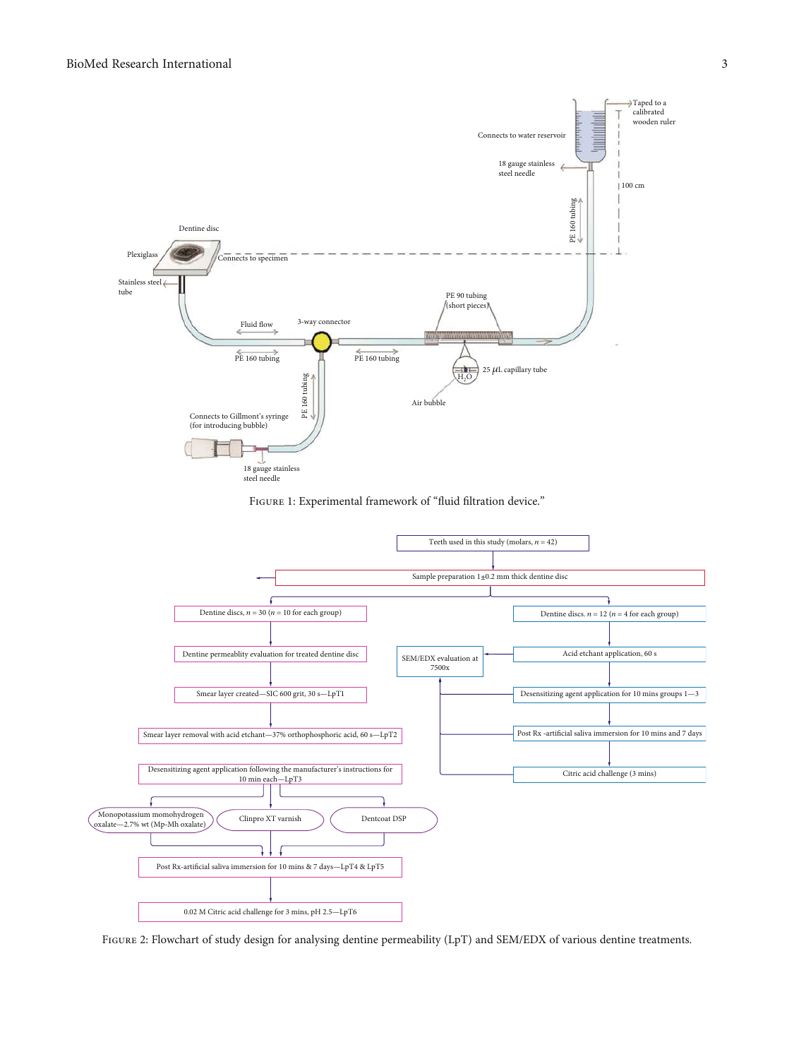Figure 1: Experimental framework of "fluid filtration device."

Figure 2: Flowchart of study design for analysing dentine permeability (LpT) and SEM/EDX of various dentine treatments.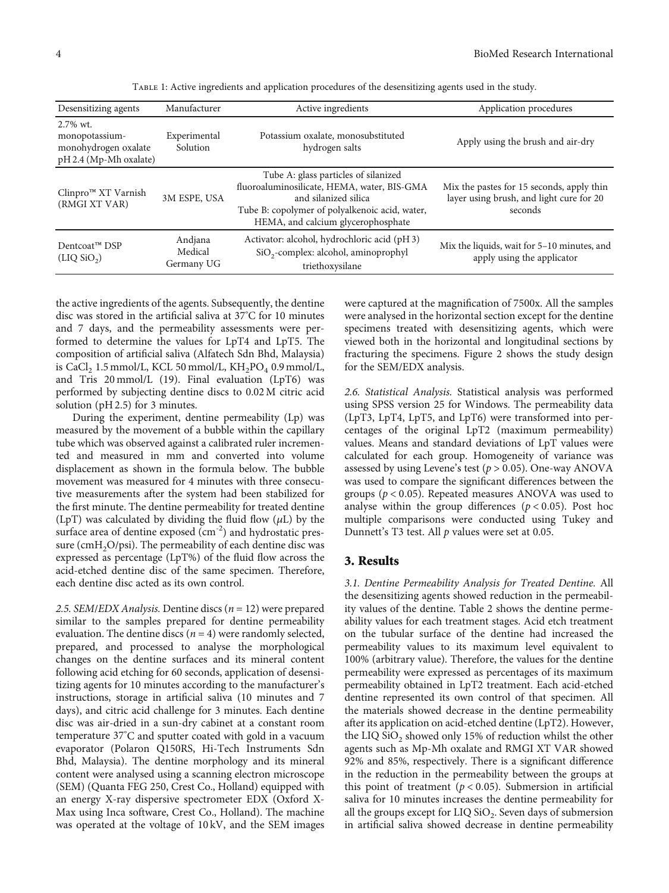Table 1: Active ingredients and application procedures of the desensitizing agents used in the study.

| Desensitizing agents | Manufacturer | Active ingredients | Application procedures |
|---|---|---|---|
| 2.7% wt. monopotassium-monohydrogen oxalate pH 2.4 (Mp-Mh oxalate) | Experimental Solution | Potassium oxalate, monosubstituted hydrogen salts | Apply using the brush and air-dry |
| Clinpro™ XT Varnish (RMGI XT VAR) | 3M ESPE, USA | Tube A: glass particles of silanized fluoroaluminosilicate, HEMA, water, BIS-GMA and silanized silica<br>Tube B: copolymer of polyalkenoic acid, water, HEMA, and calcium glycerophosphate | Mix the pastes for 15 seconds, apply thin layer using brush, and light cure for 20 seconds |
| Dentcoat™ DSP (LIQ $SiO_2$) | Andjana Medical Germany UG | Activator: alcohol, hydrochloric acid (pH 3)<br>$SiO_2$-complex: alcohol, aminoprophyl triethoxysilane | Mix the liquids, wait for 5–10 minutes, and apply using the applicator |

the active ingredients of the agents. Subsequently, the dentine disc was stored in the artificial saliva at 37°C for 10 minutes and 7 days, and the permeability assessments were performed to determine the values for LpT4 and LpT5. The composition of artificial saliva (Alfatech Sdn Bhd, Malaysia) is $CaCl_2$ 1.5 mmol/L, KCL 50 mmol/L, $KH_2PO_4$ 0.9 mmol/L, and Tris 20 mmol/L (19). Final evaluation (LpT6) was performed by subjecting dentine discs to 0.02 M citric acid solution (pH 2.5) for 3 minutes.

During the experiment, dentine permeability (Lp) was measured by the movement of a bubble within the capillary tube which was observed against a calibrated ruler incremented and measured in mm and converted into volume displacement as shown in the formula below. The bubble movement was measured for 4 minutes with three consecutive measurements after the system had been stabilized for the first minute. The dentine permeability for treated dentine (LpT) was calculated by dividing the fluid flow ($\mu$L) by the surface area of dentine exposed ($cm^{-2}$) and hydrostatic pressure ($cmH_2O$/psi). The permeability of each dentine disc was expressed as percentage (LpT%) of the fluid flow across the acid-etched dentine disc of the same specimen. Therefore, each dentine disc acted as its own control.

*2.5. SEM/EDX Analysis.* Dentine discs ($n = 12$) were prepared similar to the samples prepared for dentine permeability evaluation. The dentine discs ($n = 4$) were randomly selected, prepared, and processed to analyse the morphological changes on the dentine surfaces and its mineral content following acid etching for 60 seconds, application of desensitizing agents for 10 minutes according to the manufacturer's instructions, storage in artificial saliva (10 minutes and 7 days), and citric acid challenge for 3 minutes. Each dentine disc was air-dried in a sun-dry cabinet at a constant room temperature 37°C and sputter coated with gold in a vacuum evaporator (Polaron Q150RS, Hi-Tech Instruments Sdn Bhd, Malaysia). The dentine morphology and its mineral content were analysed using a scanning electron microscope (SEM) (Quanta FEG 250, Crest Co., Holland) equipped with an energy X-ray dispersive spectrometer EDX (Oxford X-Max using Inca software, Crest Co., Holland). The machine was operated at the voltage of 10 kV, and the SEM images were captured at the magnification of 7500x. All the samples were analysed in the horizontal section except for the dentine specimens treated with desensitizing agents, which were viewed both in the horizontal and longitudinal sections by fracturing the specimens. Figure 2 shows the study design for the SEM/EDX analysis.

*2.6. Statistical Analysis.* Statistical analysis was performed using SPSS version 25 for Windows. The permeability data (LpT3, LpT4, LpT5, and LpT6) were transformed into percentages of the original LpT2 (maximum permeability) values. Means and standard deviations of LpT values were calculated for each group. Homogeneity of variance was assessed by using Levene's test ($p > 0.05$). One-way ANOVA was used to compare the significant differences between the groups ($p < 0.05$). Repeated measures ANOVA was used to analyse within the group differences ($p < 0.05$). Post hoc multiple comparisons were conducted using Tukey and Dunnett's T3 test. All $p$ values were set at 0.05.

## 3. Results

*3.1. Dentine Permeability Analysis for Treated Dentine.* All the desensitizing agents showed reduction in the permeability values of the dentine. Table 2 shows the dentine permeability values for each treatment stages. Acid etch treatment on the tubular surface of the dentine had increased the permeability values to its maximum level equivalent to 100% (arbitrary value). Therefore, the values for the dentine permeability were expressed as percentages of its maximum permeability obtained in LpT2 treatment. Each acid-etched dentine represented its own control of that specimen. All the materials showed decrease in the dentine permeability after its application on acid-etched dentine (LpT2). However, the LIQ $SiO_2$ showed only 15% of reduction whilst the other agents such as Mp-Mh oxalate and RMGI XT VAR showed 92% and 85%, respectively. There is a significant difference in the reduction in the permeability between the groups at this point of treatment ($p < 0.05$). Submersion in artificial saliva for 10 minutes increases the dentine permeability for all the groups except for LIQ $SiO_2$. Seven days of submersion in artificial saliva showed decrease in dentine permeability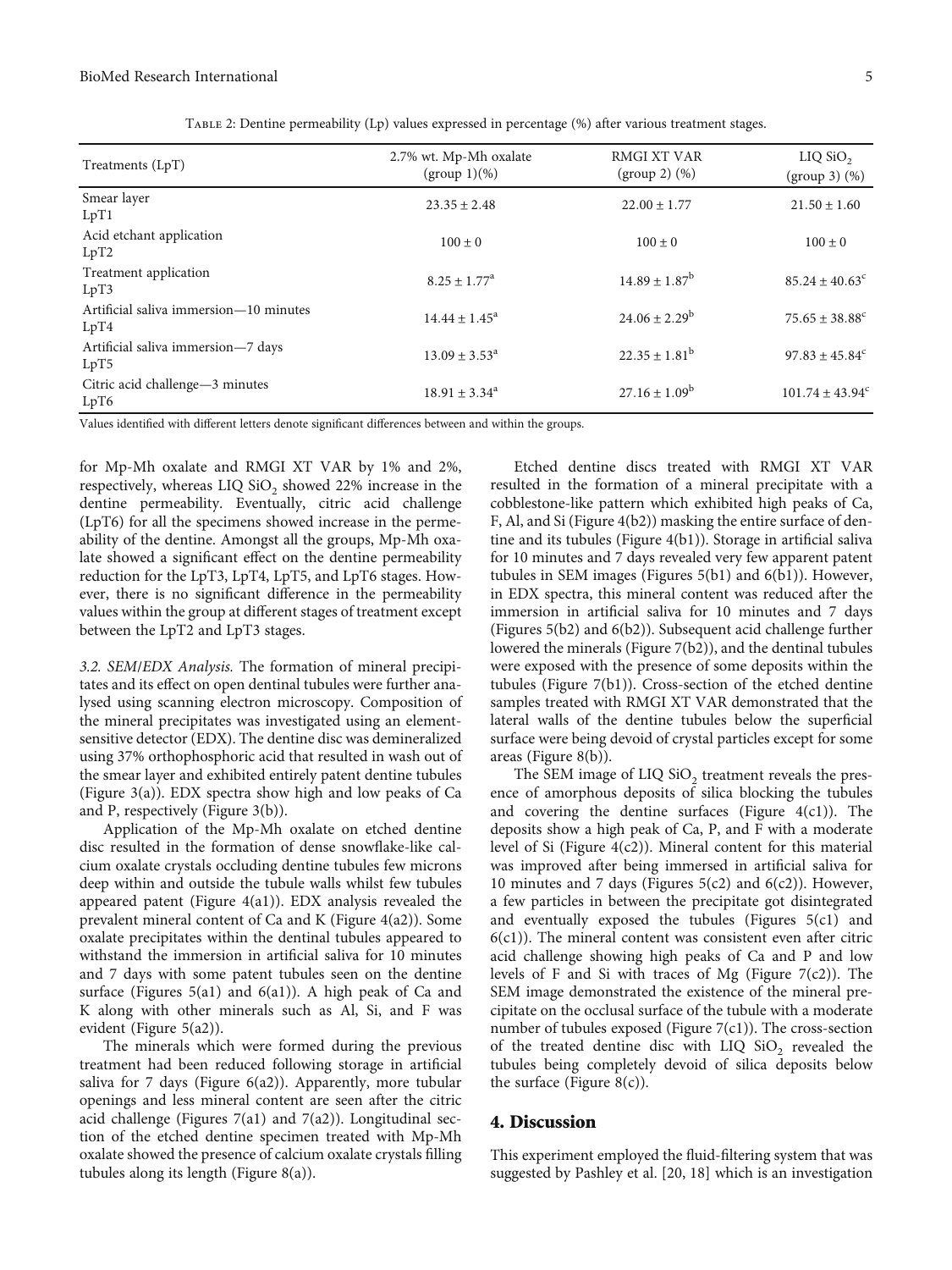Table 2: Dentine permeability (Lp) values expressed in percentage (%) after various treatment stages.

| Treatments (LpT) | 2.7% wt. Mp-Mh oxalate (group 1)(%) | RMGI XT VAR (group 2) (%) | LIQ $SiO_2$ (group 3) (%) |
|---|---|---|---|
| Smear layer LpT1 | $23.35 \pm 2.48$ | $22.00 \pm 1.77$ | $21.50 \pm 1.60$ |
| Acid etchant application LpT2 | $100 \pm 0$ | $100 \pm 0$ | $100 \pm 0$ |
| Treatment application LpT3 | $8.25 \pm 1.77^{a}$ | $14.89 \pm 1.87^{b}$ | $85.24 \pm 40.63^{c}$ |
| Artificial saliva immersion—10 minutes LpT4 | $14.44 \pm 1.45^{a}$ | $24.06 \pm 2.29^{b}$ | $75.65 \pm 38.88^{c}$ |
| Artificial saliva immersion—7 days LpT5 | $13.09 \pm 3.53^{a}$ | $22.35 \pm 1.81^{b}$ | $97.83 \pm 45.84^{c}$ |
| Citric acid challenge—3 minutes LpT6 | $18.91 \pm 3.34^{a}$ | $27.16 \pm 1.09^{b}$ | $101.74 \pm 43.94^{c}$ |

Values identified with different letters denote significant differences between and within the groups.

for Mp-Mh oxalate and RMGI XT VAR by 1% and 2%, respectively, whereas LIQ $SiO_2$ showed 22% increase in the dentine permeability. Eventually, citric acid challenge (LpT6) for all the specimens showed increase in the permeability of the dentine. Amongst all the groups, Mp-Mh oxalate showed a significant effect on the dentine permeability reduction for the LpT3, LpT4, LpT5, and LpT6 stages. However, there is no significant difference in the permeability values within the group at different stages of treatment except between the LpT2 and LpT3 stages.

*3.2. SEM/EDX Analysis.* The formation of mineral precipitates and its effect on open dentinal tubules were further analysed using scanning electron microscopy. Composition of the mineral precipitates was investigated using an element-sensitive detector (EDX). The dentine disc was demineralized using 37% orthophosphoric acid that resulted in wash out of the smear layer and exhibited entirely patent dentine tubules (Figure 3(a)). EDX spectra show high and low peaks of Ca and P, respectively (Figure 3(b)).

Application of the Mp-Mh oxalate on etched dentine disc resulted in the formation of dense snowflake-like calcium oxalate crystals occluding dentine tubules few microns deep within and outside the tubule walls whilst few tubules appeared patent (Figure 4(a1)). EDX analysis revealed the prevalent mineral content of Ca and K (Figure 4(a2)). Some oxalate precipitates within the dentinal tubules appeared to withstand the immersion in artificial saliva for 10 minutes and 7 days with some patent tubules seen on the dentine surface (Figures 5(a1) and 6(a1)). A high peak of Ca and K along with other minerals such as Al, Si, and F was evident (Figure 5(a2)).

The minerals which were formed during the previous treatment had been reduced following storage in artificial saliva for 7 days (Figure 6(a2)). Apparently, more tubular openings and less mineral content are seen after the citric acid challenge (Figures 7(a1) and 7(a2)). Longitudinal section of the etched dentine specimen treated with Mp-Mh oxalate showed the presence of calcium oxalate crystals filling tubules along its length (Figure 8(a)).

Etched dentine discs treated with RMGI XT VAR resulted in the formation of a mineral precipitate with a cobblestone-like pattern which exhibited high peaks of Ca, F, Al, and Si (Figure 4(b2)) masking the entire surface of dentine and its tubules (Figure 4(b1)). Storage in artificial saliva for 10 minutes and 7 days revealed very few apparent patent tubules in SEM images (Figures 5(b1) and 6(b1)). However, in EDX spectra, this mineral content was reduced after the immersion in artificial saliva for 10 minutes and 7 days (Figures 5(b2) and 6(b2)). Subsequent acid challenge further lowered the minerals (Figure 7(b2)), and the dentinal tubules were exposed with the presence of some deposits within the tubules (Figure 7(b1)). Cross-section of the etched dentine samples treated with RMGI XT VAR demonstrated that the lateral walls of the dentine tubules below the superficial surface were being devoid of crystal particles except for some areas (Figure 8(b)).

The SEM image of LIQ $SiO_2$ treatment reveals the presence of amorphous deposits of silica blocking the tubules and covering the dentine surfaces (Figure 4(c1)). The deposits show a high peak of Ca, P, and F with a moderate level of Si (Figure 4(c2)). Mineral content for this material was improved after being immersed in artificial saliva for 10 minutes and 7 days (Figures 5(c2) and 6(c2)). However, a few particles in between the precipitate got disintegrated and eventually exposed the tubules (Figures 5(c1) and 6(c1)). The mineral content was consistent even after citric acid challenge showing high peaks of Ca and P and low levels of F and Si with traces of Mg (Figure 7(c2)). The SEM image demonstrated the existence of the mineral precipitate on the occlusal surface of the tubule with a moderate number of tubules exposed (Figure 7(c1)). The cross-section of the treated dentine disc with LIQ $SiO_2$ revealed the tubules being completely devoid of silica deposits below the surface (Figure 8(c)).

## 4. Discussion

This experiment employed the fluid-filtering system that was suggested by Pashley et al. [20, 18] which is an investigation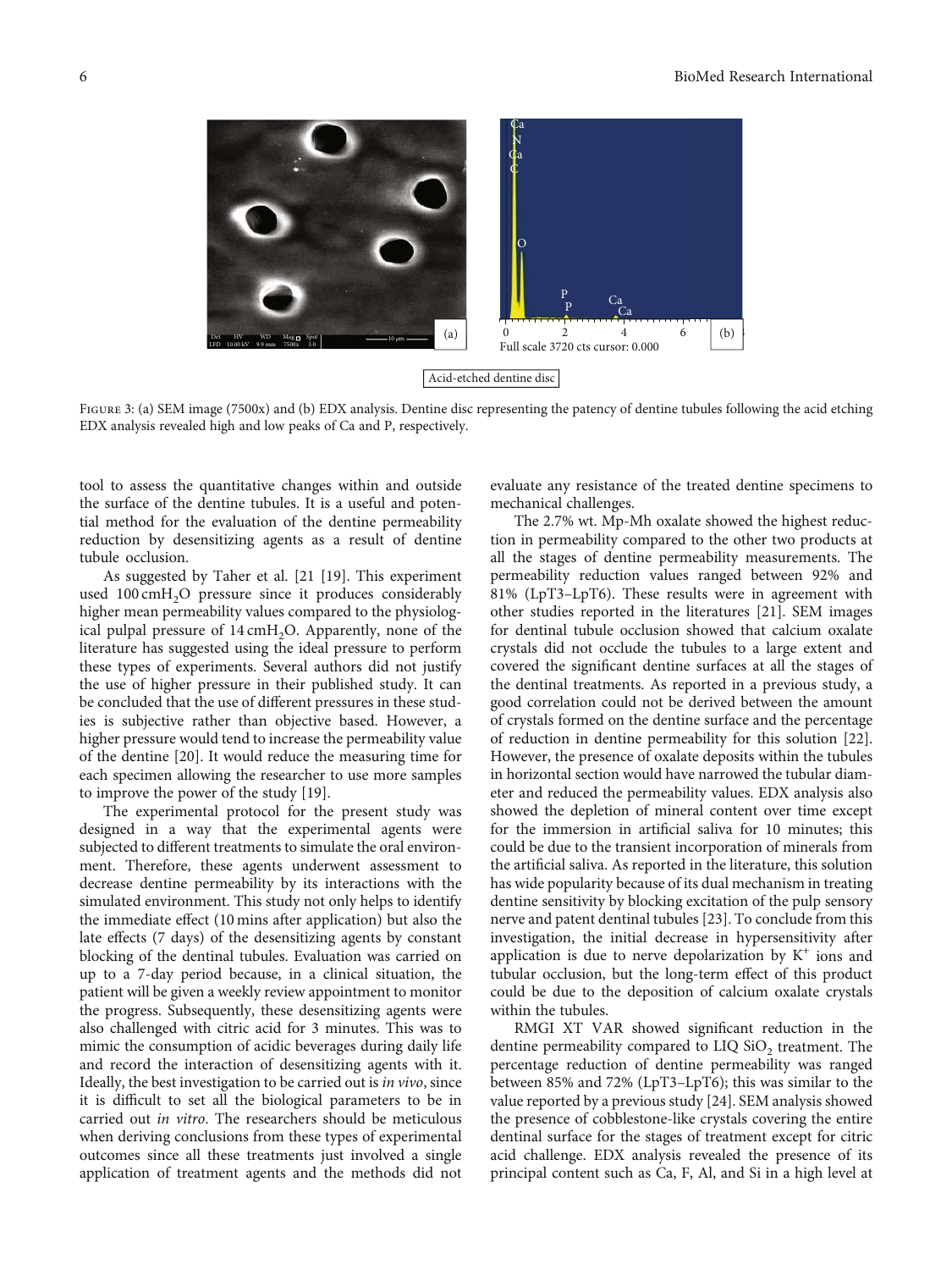Acid-etched dentine disc

Figure 3: (a) SEM image (7500x) and (b) EDX analysis. Dentine disc representing the patency of dentine tubules following the acid etching EDX analysis revealed high and low peaks of Ca and P, respectively.

tool to assess the quantitative changes within and outside the surface of the dentine tubules. It is a useful and potential method for the evaluation of the dentine permeability reduction by desensitizing agents as a result of dentine tubule occlusion.

As suggested by Taher et al. [21 [19]. This experiment used 100 $cmH_2O$ pressure since it produces considerably higher mean permeability values compared to the physiological pulpal pressure of 14 $cmH_2O$. Apparently, none of the literature has suggested using the ideal pressure to perform these types of experiments. Several authors did not justify the use of higher pressure in their published study. It can be concluded that the use of different pressures in these studies is subjective rather than objective based. However, a higher pressure would tend to increase the permeability value of the dentine [20]. It would reduce the measuring time for each specimen allowing the researcher to use more samples to improve the power of the study [19].

The experimental protocol for the present study was designed in a way that the experimental agents were subjected to different treatments to simulate the oral environment. Therefore, these agents underwent assessment to decrease dentine permeability by its interactions with the simulated environment. This study not only helps to identify the immediate effect (10 mins after application) but also the late effects (7 days) of the desensitizing agents by constant blocking of the dentinal tubules. Evaluation was carried on up to a 7-day period because, in a clinical situation, the patient will be given a weekly review appointment to monitor the progress. Subsequently, these desensitizing agents were also challenged with citric acid for 3 minutes. This was to mimic the consumption of acidic beverages during daily life and record the interaction of desensitizing agents with it. Ideally, the best investigation to be carried out is *in vivo*, since it is difficult to set all the biological parameters to be in carried out *in vitro*. The researchers should be meticulous when deriving conclusions from these types of experimental outcomes since all these treatments just involved a single application of treatment agents and the methods did not evaluate any resistance of the treated dentine specimens to mechanical challenges.

The 2.7% wt. Mp-Mh oxalate showed the highest reduction in permeability compared to the other two products at all the stages of dentine permeability measurements. The permeability reduction values ranged between 92% and 81% (LpT3–LpT6). These results were in agreement with other studies reported in the literatures [21]. SEM images for dentinal tubule occlusion showed that calcium oxalate crystals did not occlude the tubules to a large extent and covered the significant dentine surfaces at all the stages of the dentinal treatments. As reported in a previous study, a good correlation could not be derived between the amount of crystals formed on the dentine surface and the percentage of reduction in dentine permeability for this solution [22]. However, the presence of oxalate deposits within the tubules in horizontal section would have narrowed the tubular diameter and reduced the permeability values. EDX analysis also showed the depletion of mineral content over time except for the immersion in artificial saliva for 10 minutes; this could be due to the transient incorporation of minerals from the artificial saliva. As reported in the literature, this solution has wide popularity because of its dual mechanism in treating dentine sensitivity by blocking excitation of the pulp sensory nerve and patent dentinal tubules [23]. To conclude from this investigation, the initial decrease in hypersensitivity after application is due to nerve depolarization by $K^+$ ions and tubular occlusion, but the long-term effect of this product could be due to the deposition of calcium oxalate crystals within the tubules.

RMGI XT VAR showed significant reduction in the dentine permeability compared to LIQ $SiO_2$ treatment. The percentage reduction of dentine permeability was ranged between 85% and 72% (LpT3–LpT6); this was similar to the value reported by a previous study [24]. SEM analysis showed the presence of cobblestone-like crystals covering the entire dentinal surface for the stages of treatment except for citric acid challenge. EDX analysis revealed the presence of its principal content such as Ca, F, Al, and Si in a high level at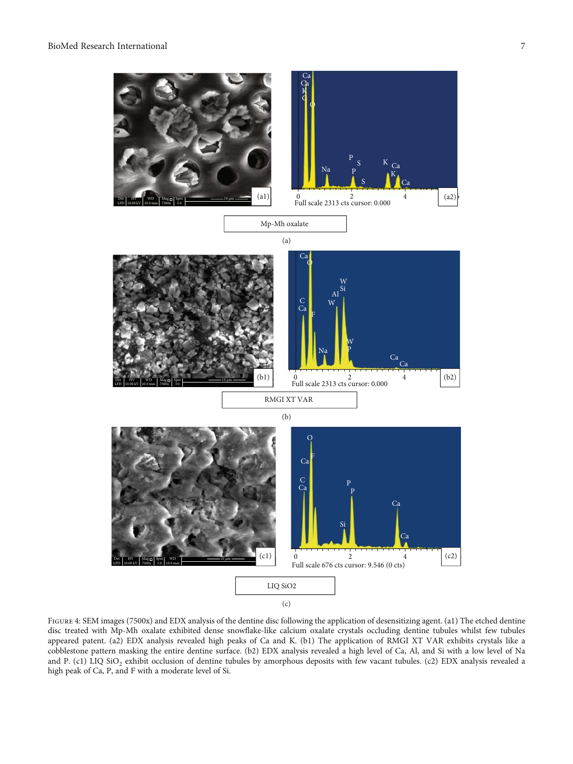FIGURE 4: SEM images (7500x) and EDX analysis of the dentine disc following the application of desensitizing agent. (a1) The etched dentine disc treated with Mp-Mh oxalate exhibited dense snowflake-like calcium oxalate crystals occluding dentine tubules whilst few tubules appeared patent. (a2) EDX analysis revealed high peaks of Ca and K. (b1) The application of RMGI XT VAR exhibits crystals like a cobblestone pattern masking the entire dentine surface. (b2) EDX analysis revealed a high level of Ca, Al, and Si with a low level of Na and P. (c1) LIQ $SiO_2$ exhibit occlusion of dentine tubules by amorphous deposits with few vacant tubules. (c2) EDX analysis revealed a high peak of Ca, P, and F with a moderate level of Si.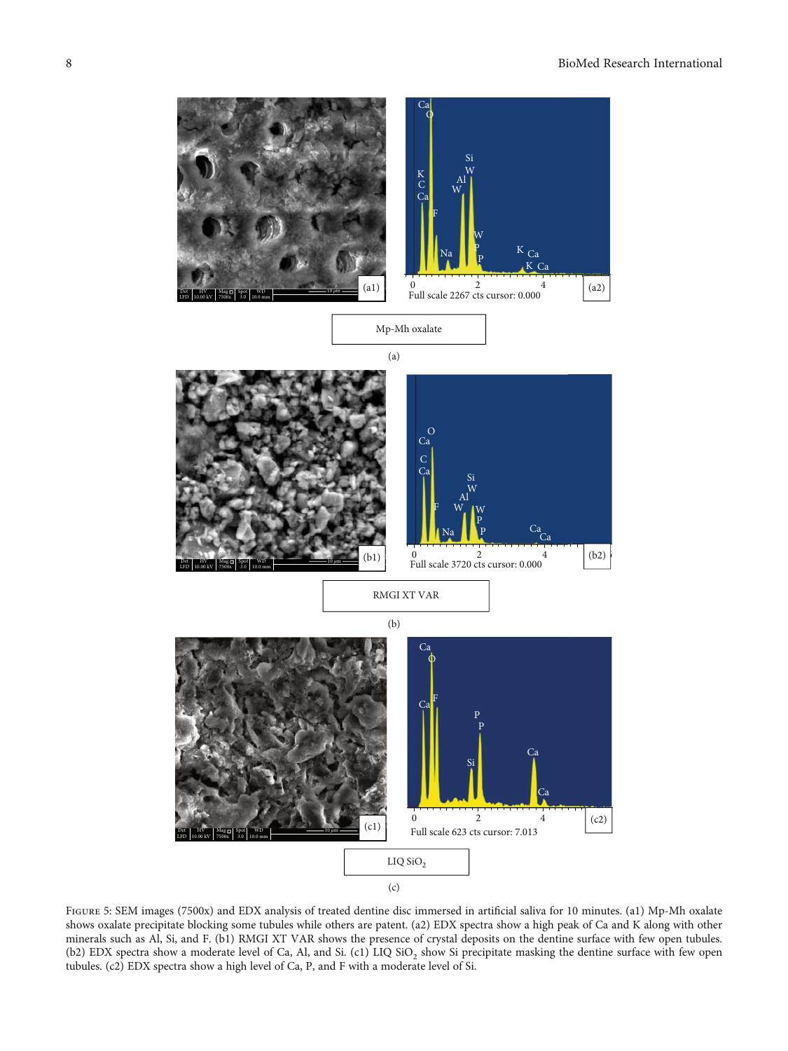Figure 5: SEM images (7500x) and EDX analysis of treated dentine disc immersed in artificial saliva for 10 minutes. (a1) Mp-Mh oxalate shows oxalate precipitate blocking some tubules while others are patent. (a2) EDX spectra show a high peak of Ca and K along with other minerals such as Al, Si, and F. (b1) RMGI XT VAR shows the presence of crystal deposits on the dentine surface with few open tubules. (b2) EDX spectra show a moderate level of Ca, Al, and Si. (c1) LIQ $SiO_2$ show Si precipitate masking the dentine surface with few open tubules. (c2) EDX spectra show a high level of Ca, P, and F with a moderate level of Si.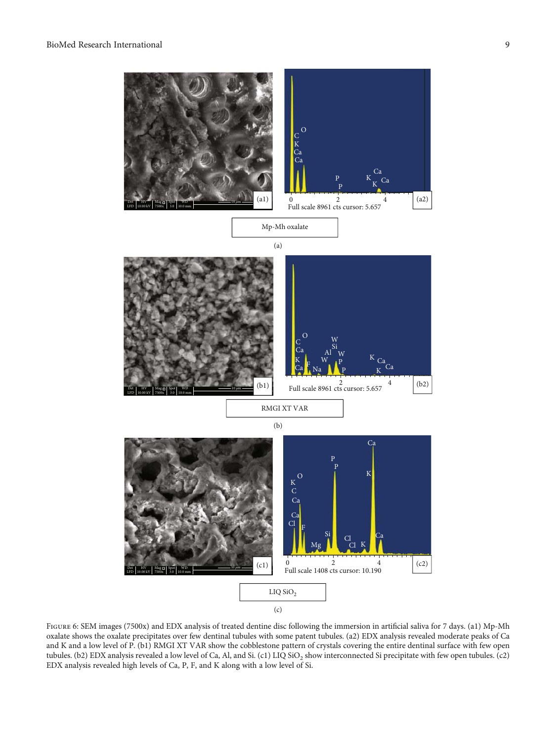Figure 6: SEM images (7500x) and EDX analysis of treated dentine disc following the immersion in artificial saliva for 7 days. (a1) Mp-Mh oxalate shows the oxalate precipitates over few dentinal tubules with some patent tubules. (a2) EDX analysis revealed moderate peaks of Ca and K and a low level of P. (b1) RMGI XT VAR show the cobblestone pattern of crystals covering the entire dentinal surface with few open tubules. (b2) EDX analysis revealed a low level of Ca, Al, and Si. (c1) LIQ $SiO_2$ show interconnected Si precipitate with few open tubules. (c2) EDX analysis revealed high levels of Ca, P, F, and K along with a low level of Si.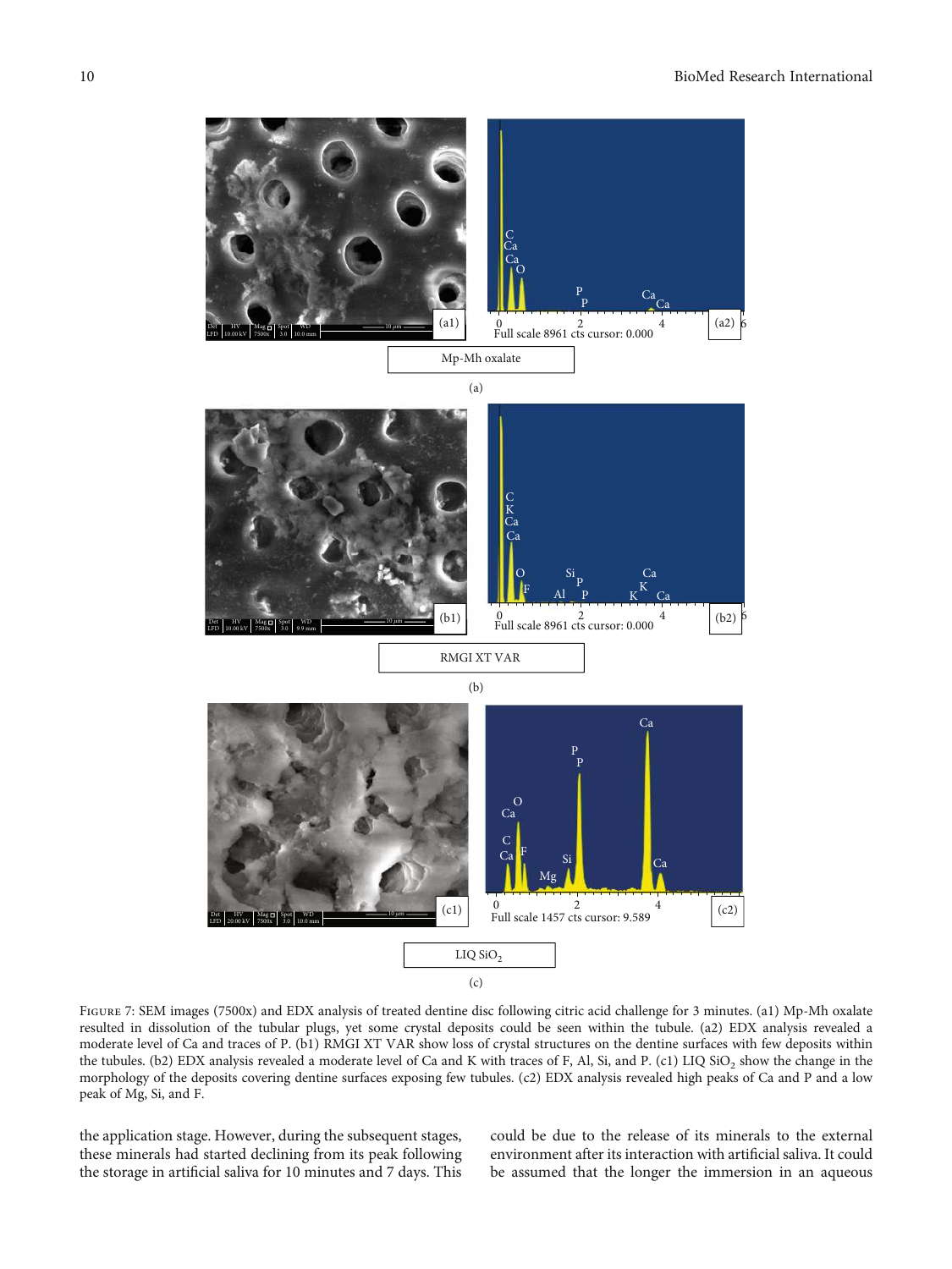Figure 7: SEM images (7500x) and EDX analysis of treated dentine disc following citric acid challenge for 3 minutes. (a1) Mp-Mh oxalate resulted in dissolution of the tubular plugs, yet some crystal deposits could be seen within the tubule. (a2) EDX analysis revealed a moderate level of Ca and traces of P. (b1) RMGI XT VAR show loss of crystal structures on the dentine surfaces with few deposits within the tubules. (b2) EDX analysis revealed a moderate level of Ca and K with traces of F, Al, Si, and P. (c1) LIQ $SiO_2$ show the change in the morphology of the deposits covering dentine surfaces exposing few tubules. (c2) EDX analysis revealed high peaks of Ca and P and a low peak of Mg, Si, and F.

the application stage. However, during the subsequent stages, these minerals had started declining from its peak following the storage in artificial saliva for 10 minutes and 7 days. This could be due to the release of its minerals to the external environment after its interaction with artificial saliva. It could be assumed that the longer the immersion in an aqueous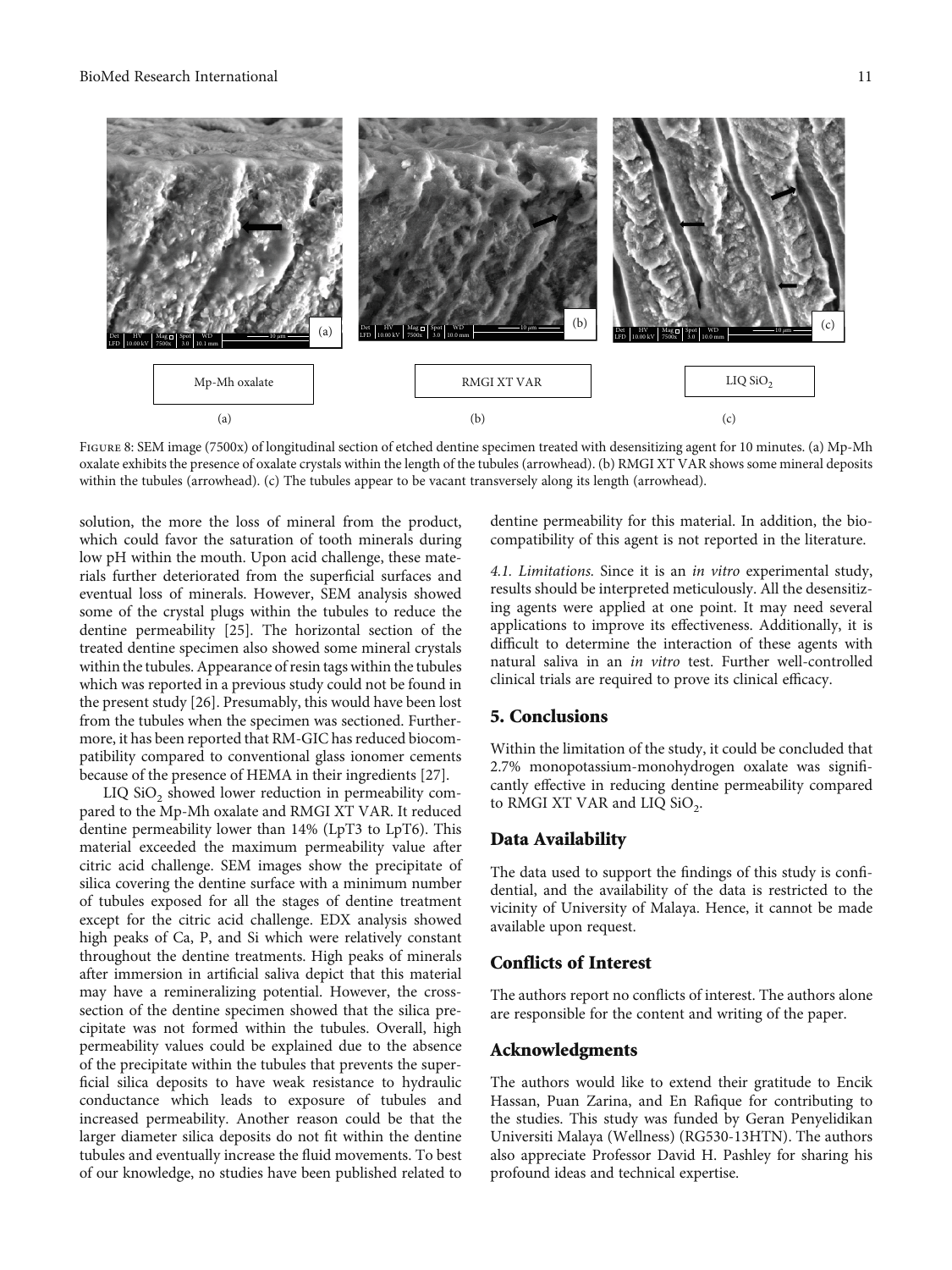Figure 8: SEM image (7500x) of longitudinal section of etched dentine specimen treated with desensitizing agent for 10 minutes. (a) Mp-Mh oxalate exhibits the presence of oxalate crystals within the length of the tubules (arrowhead). (b) RMGI XT VAR shows some mineral deposits within the tubules (arrowhead). (c) The tubules appear to be vacant transversely along its length (arrowhead).

solution, the more the loss of mineral from the product, which could favor the saturation of tooth minerals during low pH within the mouth. Upon acid challenge, these materials further deteriorated from the superficial surfaces and eventual loss of minerals. However, SEM analysis showed some of the crystal plugs within the tubules to reduce the dentine permeability [25]. The horizontal section of the treated dentine specimen also showed some mineral crystals within the tubules. Appearance of resin tags within the tubules which was reported in a previous study could not be found in the present study [26]. Presumably, this would have been lost from the tubules when the specimen was sectioned. Furthermore, it has been reported that RM-GIC has reduced biocompatibility compared to conventional glass ionomer cements because of the presence of HEMA in their ingredients [27].

LIQ $SiO_2$ showed lower reduction in permeability compared to the Mp-Mh oxalate and RMGI XT VAR. It reduced dentine permeability lower than 14% (LpT3 to LpT6). This material exceeded the maximum permeability value after citric acid challenge. SEM images show the precipitate of silica covering the dentine surface with a minimum number of tubules exposed for all the stages of dentine treatment except for the citric acid challenge. EDX analysis showed high peaks of Ca, P, and Si which were relatively constant throughout the dentine treatments. High peaks of minerals after immersion in artificial saliva depict that this material may have a remineralizing potential. However, the cross-section of the dentine specimen showed that the silica precipitate was not formed within the tubules. Overall, high permeability values could be explained due to the absence of the precipitate within the tubules that prevents the superficial silica deposits to have weak resistance to hydraulic conductance which leads to exposure of tubules and increased permeability. Another reason could be that the larger diameter silica deposits do not fit within the dentine tubules and eventually increase the fluid movements. To best of our knowledge, no studies have been published related to dentine permeability for this material. In addition, the biocompatibility of this agent is not reported in the literature.

*4.1. Limitations.* Since it is an *in vitro* experimental study, results should be interpreted meticulously. All the desensitizing agents were applied at one point. It may need several applications to improve its effectiveness. Additionally, it is difficult to determine the interaction of these agents with natural saliva in an *in vitro* test. Further well-controlled clinical trials are required to prove its clinical efficacy.

## 5. Conclusions

Within the limitation of the study, it could be concluded that 2.7% monopotassium-monohydrogen oxalate was significantly effective in reducing dentine permeability compared to RMGI XT VAR and LIQ $SiO_2$.

## Data Availability

The data used to support the findings of this study is confidential, and the availability of the data is restricted to the vicinity of University of Malaya. Hence, it cannot be made available upon request.

## Conflicts of Interest

The authors report no conflicts of interest. The authors alone are responsible for the content and writing of the paper.

## Acknowledgments

The authors would like to extend their gratitude to Encik Hassan, Puan Zarina, and En Rafique for contributing to the studies. This study was funded by Geran Penyelidikan Universiti Malaya (Wellness) (RG530-13HTN). The authors also appreciate Professor David H. Pashley for sharing his profound ideas and technical expertise.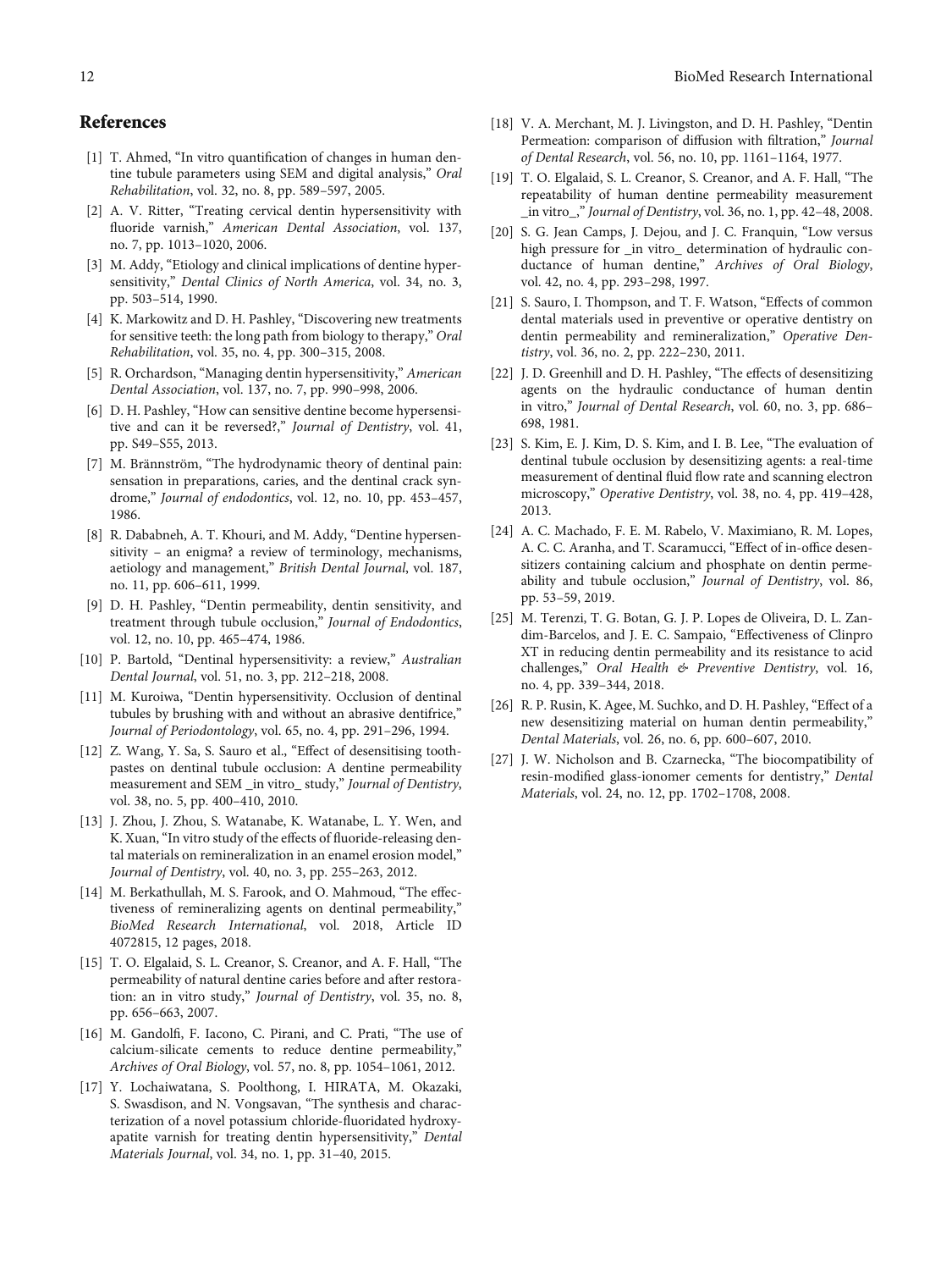## References

[1] T. Ahmed, "In vitro quantification of changes in human dentine tubule parameters using SEM and digital analysis," *Oral Rehabilitation*, vol. 32, no. 8, pp. 589–597, 2005.

[2] A. V. Ritter, "Treating cervical dentin hypersensitivity with fluoride varnish," *American Dental Association*, vol. 137, no. 7, pp. 1013–1020, 2006.

[3] M. Addy, "Etiology and clinical implications of dentine hypersensitivity," *Dental Clinics of North America*, vol. 34, no. 3, pp. 503–514, 1990.

[4] K. Markowitz and D. H. Pashley, "Discovering new treatments for sensitive teeth: the long path from biology to therapy," *Oral Rehabilitation*, vol. 35, no. 4, pp. 300–315, 2008.

[5] R. Orchardson, "Managing dentin hypersensitivity," *American Dental Association*, vol. 137, no. 7, pp. 990–998, 2006.

[6] D. H. Pashley, "How can sensitive dentine become hypersensitive and can it be reversed?," *Journal of Dentistry*, vol. 41, pp. S49–S55, 2013.

[7] M. Brännström, "The hydrodynamic theory of dentinal pain: sensation in preparations, caries, and the dentinal crack syndrome," *Journal of endodontics*, vol. 12, no. 10, pp. 453–457, 1986.

[8] R. Dababneh, A. T. Khouri, and M. Addy, "Dentine hypersensitivity – an enigma? a review of terminology, mechanisms, aetiology and management," *British Dental Journal*, vol. 187, no. 11, pp. 606–611, 1999.

[9] D. H. Pashley, "Dentin permeability, dentin sensitivity, and treatment through tubule occlusion," *Journal of Endodontics*, vol. 12, no. 10, pp. 465–474, 1986.

[10] P. Bartold, "Dentinal hypersensitivity: a review," *Australian Dental Journal*, vol. 51, no. 3, pp. 212–218, 2008.

[11] M. Kuroiwa, "Dentin hypersensitivity. Occlusion of dentinal tubules by brushing with and without an abrasive dentifrice," *Journal of Periodontology*, vol. 65, no. 4, pp. 291–296, 1994.

[12] Z. Wang, Y. Sa, S. Sauro et al., "Effect of desensitising toothpastes on dentinal tubule occlusion: A dentine permeability measurement and SEM _in vitro_ study," *Journal of Dentistry*, vol. 38, no. 5, pp. 400–410, 2010.

[13] J. Zhou, J. Zhou, S. Watanabe, K. Watanabe, L. Y. Wen, and K. Xuan, "In vitro study of the effects of fluoride-releasing dental materials on remineralization in an enamel erosion model," *Journal of Dentistry*, vol. 40, no. 3, pp. 255–263, 2012.

[14] M. Berkathullah, M. S. Farook, and O. Mahmoud, "The effectiveness of remineralizing agents on dentinal permeability," *BioMed Research International*, vol. 2018, Article ID 4072815, 12 pages, 2018.

[15] T. O. Elgalaid, S. L. Creanor, S. Creanor, and A. F. Hall, "The permeability of natural dentine caries before and after restoration: an in vitro study," *Journal of Dentistry*, vol. 35, no. 8, pp. 656–663, 2007.

[16] M. Gandolfi, F. Iacono, C. Pirani, and C. Prati, "The use of calcium-silicate cements to reduce dentine permeability," *Archives of Oral Biology*, vol. 57, no. 8, pp. 1054–1061, 2012.

[17] Y. Lochaiwatana, S. Poolthong, I. HIRATA, M. Okazaki, S. Swasdison, and N. Vongsavan, "The synthesis and characterization of a novel potassium chloride-fluoridated hydroxyapatite varnish for treating dentin hypersensitivity," *Dental Materials Journal*, vol. 34, no. 1, pp. 31–40, 2015.

[18] V. A. Merchant, M. J. Livingston, and D. H. Pashley, "Dentin Permeation: comparison of diffusion with filtration," *Journal of Dental Research*, vol. 56, no. 10, pp. 1161–1164, 1977.

[19] T. O. Elgalaid, S. L. Creanor, S. Creanor, and A. F. Hall, "The repeatability of human dentine permeability measurement _in vitro_," *Journal of Dentistry*, vol. 36, no. 1, pp. 42–48, 2008.

[20] S. G. Jean Camps, J. Dejou, and J. C. Franquin, "Low versus high pressure for _in vitro_ determination of hydraulic conductance of human dentine," *Archives of Oral Biology*, vol. 42, no. 4, pp. 293–298, 1997.

[21] S. Sauro, I. Thompson, and T. F. Watson, "Effects of common dental materials used in preventive or operative dentistry on dentin permeability and remineralization," *Operative Dentistry*, vol. 36, no. 2, pp. 222–230, 2011.

[22] J. D. Greenhill and D. H. Pashley, "The effects of desensitizing agents on the hydraulic conductance of human dentin in vitro," *Journal of Dental Research*, vol. 60, no. 3, pp. 686–698, 1981.

[23] S. Kim, E. J. Kim, D. S. Kim, and I. B. Lee, "The evaluation of dentinal tubule occlusion by desensitizing agents: a real-time measurement of dentinal fluid flow rate and scanning electron microscopy," *Operative Dentistry*, vol. 38, no. 4, pp. 419–428, 2013.

[24] A. C. Machado, F. E. M. Rabelo, V. Maximiano, R. M. Lopes, A. C. C. Aranha, and T. Scaramucci, "Effect of in-office desensitizers containing calcium and phosphate on dentin permeability and tubule occlusion," *Journal of Dentistry*, vol. 86, pp. 53–59, 2019.

[25] M. Terenzi, T. G. Botan, G. J. P. Lopes de Oliveira, D. L. Zandim-Barcelos, and J. E. C. Sampaio, "Effectiveness of Clinpro XT in reducing dentin permeability and its resistance to acid challenges," *Oral Health & Preventive Dentistry*, vol. 16, no. 4, pp. 339–344, 2018.

[26] R. P. Rusin, K. Agee, M. Suchko, and D. H. Pashley, "Effect of a new desensitizing material on human dentin permeability," *Dental Materials*, vol. 26, no. 6, pp. 600–607, 2010.

[27] J. W. Nicholson and B. Czarnecka, "The biocompatibility of resin-modified glass-ionomer cements for dentistry," *Dental Materials*, vol. 24, no. 12, pp. 1702–1708, 2008.